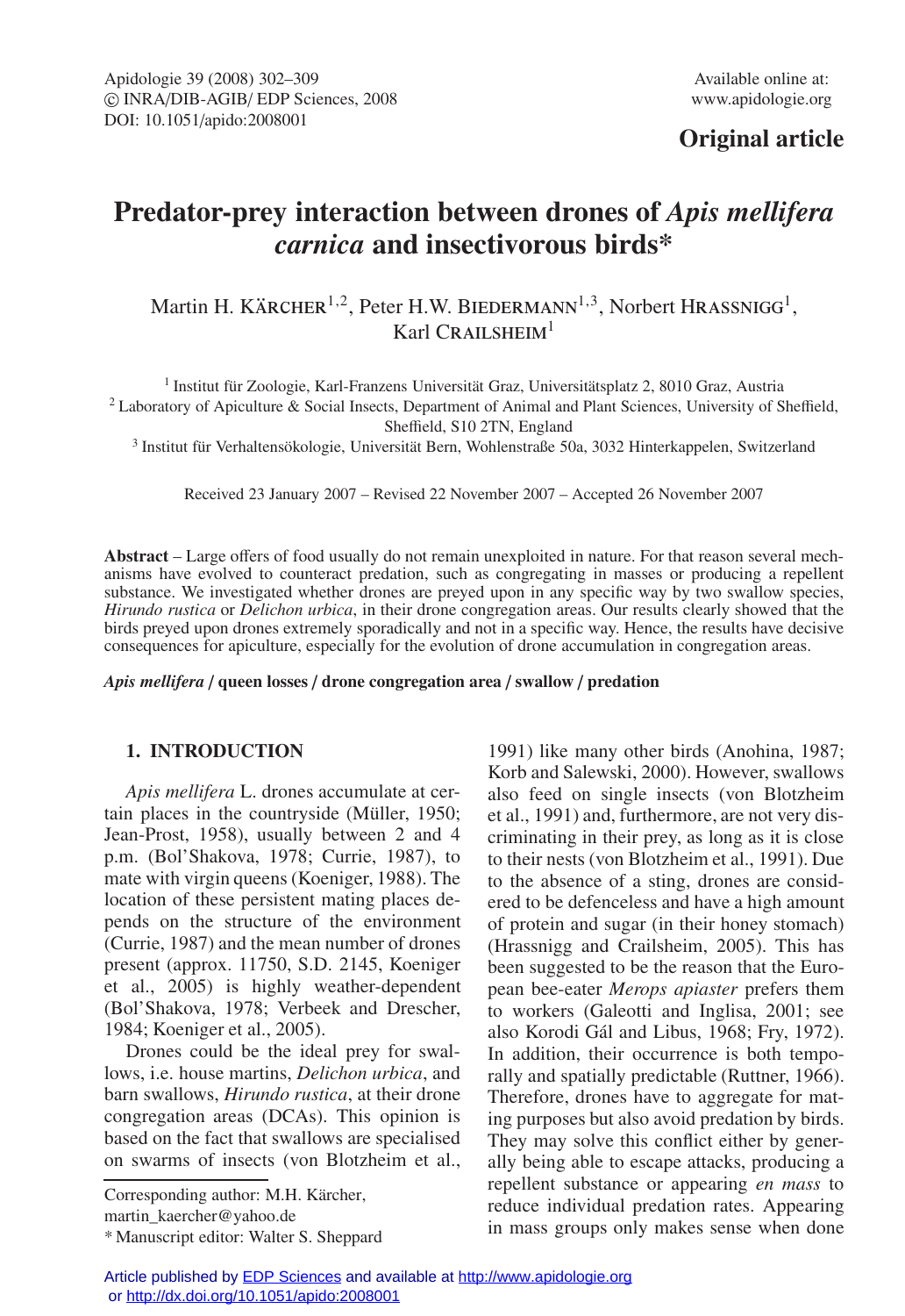Original article

# Predator-prey interaction between drones of *Apis mellifera carnica* and insectivorous birds*

Martin H. Kärcher[1,2], Peter H.W. Biedermann[1,3], Norbert Hrassnigg[1], Karl Crailsheim[1]

[1] Institut für Zoologie, Karl-Franzens Universität Graz, Universitätsplatz 2, 8010 Graz, Austria
[2] Laboratory of Apiculture & Social Insects, Department of Animal and Plant Sciences, University of Sheffield, Sheffield, S10 2TN, England
[3] Institut für Verhaltensökologie, Universität Bern, Wohlenstraße 50a, 3032 Hinterkappelen, Switzerland

Received 23 January 2007 – Revised 22 November 2007 – Accepted 26 November 2007

**Abstract** – Large offers of food usually do not remain unexploited in nature. For that reason several mechanisms have evolved to counteract predation, such as congregating in masses or producing a repellent substance. We investigated whether drones are preyed upon in any specific way by two swallow species, *Hirundo rustica* or *Delichon urbica*, in their drone congregation areas. Our results clearly showed that the birds preyed upon drones extremely sporadically and not in a specific way. Hence, the results have decisive consequences for apiculture, especially for the evolution of drone accumulation in congregation areas.

***Apis mellifera* / queen losses / drone congregation area / swallow / predation**

## 1. INTRODUCTION

*Apis mellifera* L. drones accumulate at certain places in the countryside (Müller, 1950; Jean-Prost, 1958), usually between 2 and 4 p.m. (Bol'Shakova, 1978; Currie, 1987), to mate with virgin queens (Koeniger, 1988). The location of these persistent mating places depends on the structure of the environment (Currie, 1987) and the mean number of drones present (approx. 11750, S.D. 2145, Koeniger et al., 2005) is highly weather-dependent (Bol'Shakova, 1978; Verbeek and Drescher, 1984; Koeniger et al., 2005).

Drones could be the ideal prey for swallows, i.e. house martins, *Delichon urbica*, and barn swallows, *Hirundo rustica*, at their drone congregation areas (DCAs). This opinion is based on the fact that swallows are specialised on swarms of insects (von Blotzheim et al., 1991) like many other birds (Anohina, 1987; Korb and Salewski, 2000). However, swallows also feed on single insects (von Blotzheim et al., 1991) and, furthermore, are not very discriminating in their prey, as long as it is close to their nests (von Blotzheim et al., 1991). Due to the absence of a sting, drones are considered to be defenceless and have a high amount of protein and sugar (in their honey stomach) (Hrassnigg and Crailsheim, 2005). This has been suggested to be the reason that the European bee-eater *Merops apiaster* prefers them to workers (Galeotti and Inglisa, 2001; see also Korodi Gál and Libus, 1968; Fry, 1972). In addition, their occurrence is both temporally and spatially predictable (Ruttner, 1966). Therefore, drones have to aggregate for mating purposes but also avoid predation by birds. They may solve this conflict either by generally being able to escape attacks, producing a repellent substance or appearing *en mass* to reduce individual predation rates. Appearing in mass groups only makes sense when done

Corresponding author: M.H. Kärcher, martin_kaercher@yahoo.de

\* Manuscript editor: Walter S. Sheppard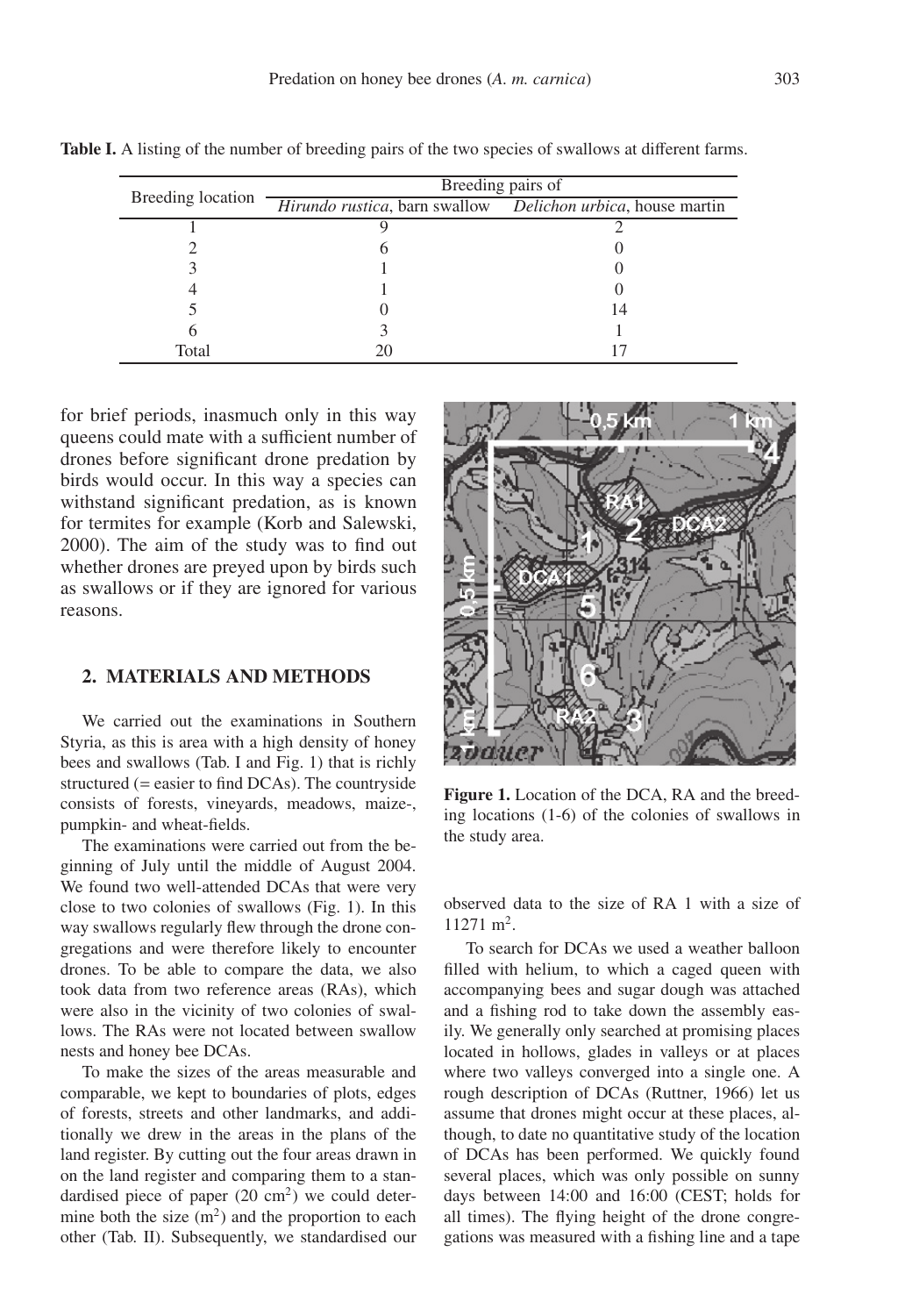**Table I.** A listing of the number of breeding pairs of the two species of swallows at different farms.

| Breeding location | Breeding pairs of | |
|---|---|---|
| | *Hirundo rustica*, barn swallow | *Delichon urbica*, house martin |
| 1 | 9 | 2 |
| 2 | 6 | 0 |
| 3 | 1 | 0 |
| 4 | 1 | 0 |
| 5 | 0 | 14 |
| 6 | 3 | 1 |
| Total | 20 | 17 |

for brief periods, inasmuch only in this way queens could mate with a sufficient number of drones before significant drone predation by birds would occur. In this way a species can withstand significant predation, as is known for termites for example (Korb and Salewski, 2000). The aim of the study was to find out whether drones are preyed upon by birds such as swallows or if they are ignored for various reasons.

## 2. MATERIALS AND METHODS

We carried out the examinations in Southern Styria, as this is area with a high density of honey bees and swallows (Tab. I and Fig. 1) that is richly structured (= easier to find DCAs). The countryside consists of forests, vineyards, meadows, maize-, pumpkin- and wheat-fields.

The examinations were carried out from the beginning of July until the middle of August 2004. We found two well-attended DCAs that were very close to two colonies of swallows (Fig. 1). In this way swallows regularly flew through the drone congregations and were therefore likely to encounter drones. To be able to compare the data, we also took data from two reference areas (RAs), which were also in the vicinity of two colonies of swallows. The RAs were not located between swallow nests and honey bee DCAs.

To make the sizes of the areas measurable and comparable, we kept to boundaries of plots, edges of forests, streets and other landmarks, and additionally we drew in the areas in the plans of the land register. By cutting out the four areas drawn in on the land register and comparing them to a standardised piece of paper (20 cm$^2$) we could determine both the size (m$^2$) and the proportion to each other (Tab. II). Subsequently, we standardised our observed data to the size of RA 1 with a size of 11271 m$^2$.

**Figure 1.** Location of the DCA, RA and the breeding locations (1-6) of the colonies of swallows in the study area.

To search for DCAs we used a weather balloon filled with helium, to which a caged queen with accompanying bees and sugar dough was attached and a fishing rod to take down the assembly easily. We generally only searched at promising places located in hollows, glades in valleys or at places where two valleys converged into a single one. A rough description of DCAs (Ruttner, 1966) let us assume that drones might occur at these places, although, to date no quantitative study of the location of DCAs has been performed. We quickly found several places, which was only possible on sunny days between 14:00 and 16:00 (CEST; holds for all times). The flying height of the drone congregations was measured with a fishing line and a tape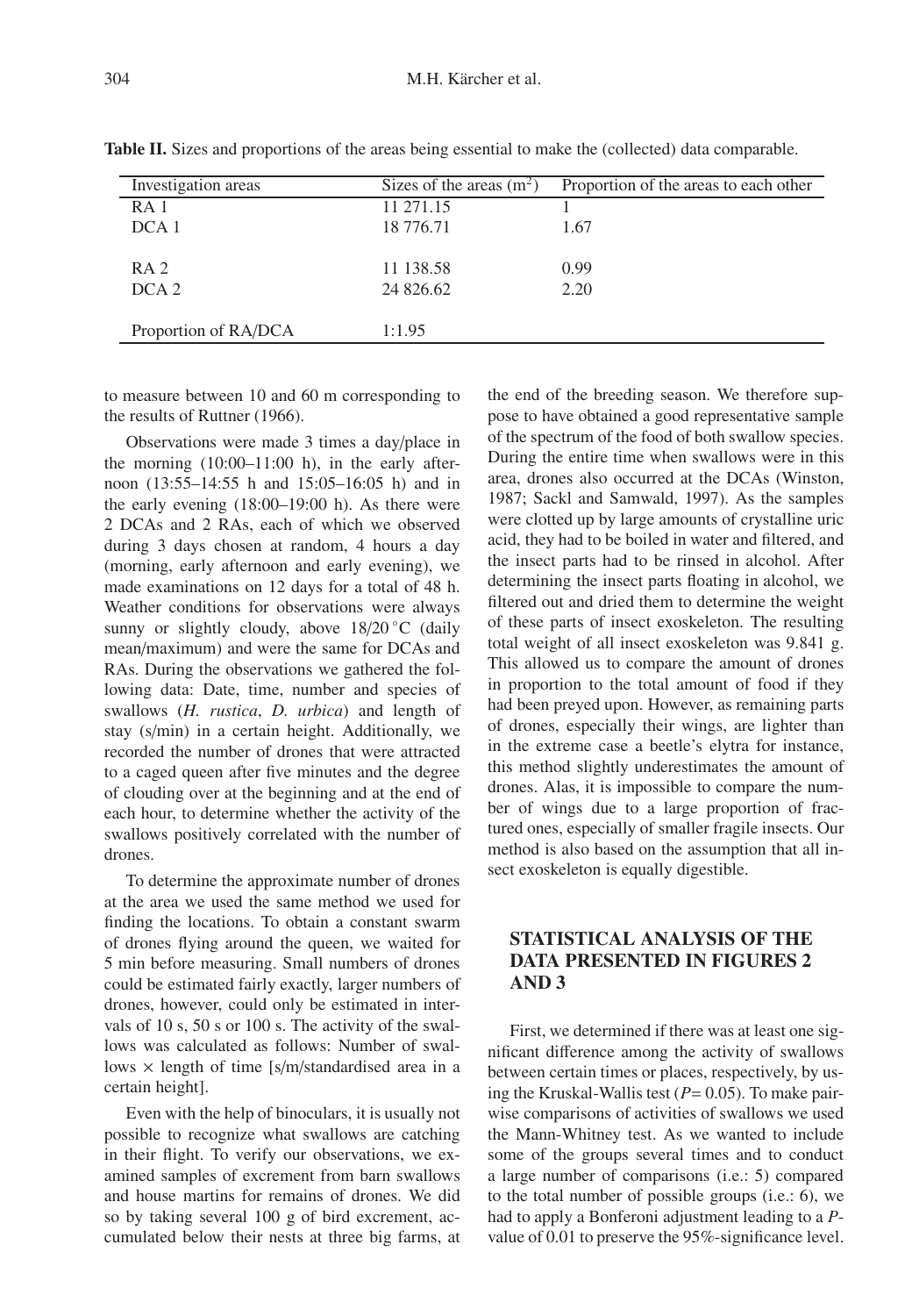**Table II.** Sizes and proportions of the areas being essential to make the (collected) data comparable.

| Investigation areas | Sizes of the areas ($m^2$) | Proportion of the areas to each other |
|---|---|---|
| RA 1 | 11 271.15 | 1 |
| DCA 1 | 18 776.71 | 1.67 |
| | | |
| RA 2 | 11 138.58 | 0.99 |
| DCA 2 | 24 826.62 | 2.20 |
| | | |
| Proportion of RA/DCA | 1:1.95 | |

to measure between 10 and 60 m corresponding to the results of Ruttner (1966).

Observations were made 3 times a day/place in the morning (10:00–11:00 h), in the early afternoon (13:55–14:55 h and 15:05–16:05 h) and in the early evening (18:00–19:00 h). As there were 2 DCAs and 2 RAs, each of which we observed during 3 days chosen at random, 4 hours a day (morning, early afternoon and early evening), we made examinations on 12 days for a total of 48 h. Weather conditions for observations were always sunny or slightly cloudy, above 18/20 °C (daily mean/maximum) and were the same for DCAs and RAs. During the observations we gathered the following data: Date, time, number and species of swallows (*H. rustica*, *D. urbica*) and length of stay (s/min) in a certain height. Additionally, we recorded the number of drones that were attracted to a caged queen after five minutes and the degree of clouding over at the beginning and at the end of each hour, to determine whether the activity of the swallows positively correlated with the number of drones.

To determine the approximate number of drones at the area we used the same method we used for finding the locations. To obtain a constant swarm of drones flying around the queen, we waited for 5 min before measuring. Small numbers of drones could be estimated fairly exactly, larger numbers of drones, however, could only be estimated in intervals of 10 s, 50 s or 100 s. The activity of the swallows was calculated as follows: Number of swallows × length of time [s/m/standardised area in a certain height].

Even with the help of binoculars, it is usually not possible to recognize what swallows are catching in their flight. To verify our observations, we examined samples of excrement from barn swallows and house martins for remains of drones. We did so by taking several 100 g of bird excrement, accumulated below their nests at three big farms, at the end of the breeding season. We therefore suppose to have obtained a good representative sample of the spectrum of the food of both swallow species. During the entire time when swallows were in this area, drones also occurred at the DCAs (Winston, 1987; Sackl and Samwald, 1997). As the samples were clotted up by large amounts of crystalline uric acid, they had to be boiled in water and filtered, and the insect parts had to be rinsed in alcohol. After determining the insect parts floating in alcohol, we filtered out and dried them to determine the weight of these parts of insect exoskeleton. The resulting total weight of all insect exoskeleton was 9.841 g. This allowed us to compare the amount of drones in proportion to the total amount of food if they had been preyed upon. However, as remaining parts of drones, especially their wings, are lighter than in the extreme case a beetle's elytra for instance, this method slightly underestimates the amount of drones. Alas, it is impossible to compare the number of wings due to a large proportion of fractured ones, especially of smaller fragile insects. Our method is also based on the assumption that all insect exoskeleton is equally digestible.

## STATISTICAL ANALYSIS OF THE DATA PRESENTED IN FIGURES 2 AND 3

First, we determined if there was at least one significant difference among the activity of swallows between certain times or places, respectively, by using the Kruskal-Wallis test ($P = 0.05$). To make pairwise comparisons of activities of swallows we used the Mann-Whitney test. As we wanted to include some of the groups several times and to conduct a large number of comparisons (i.e.: 5) compared to the total number of possible groups (i.e.: 6), we had to apply a Bonferoni adjustment leading to a $P$-value of 0.01 to preserve the 95%-significance level.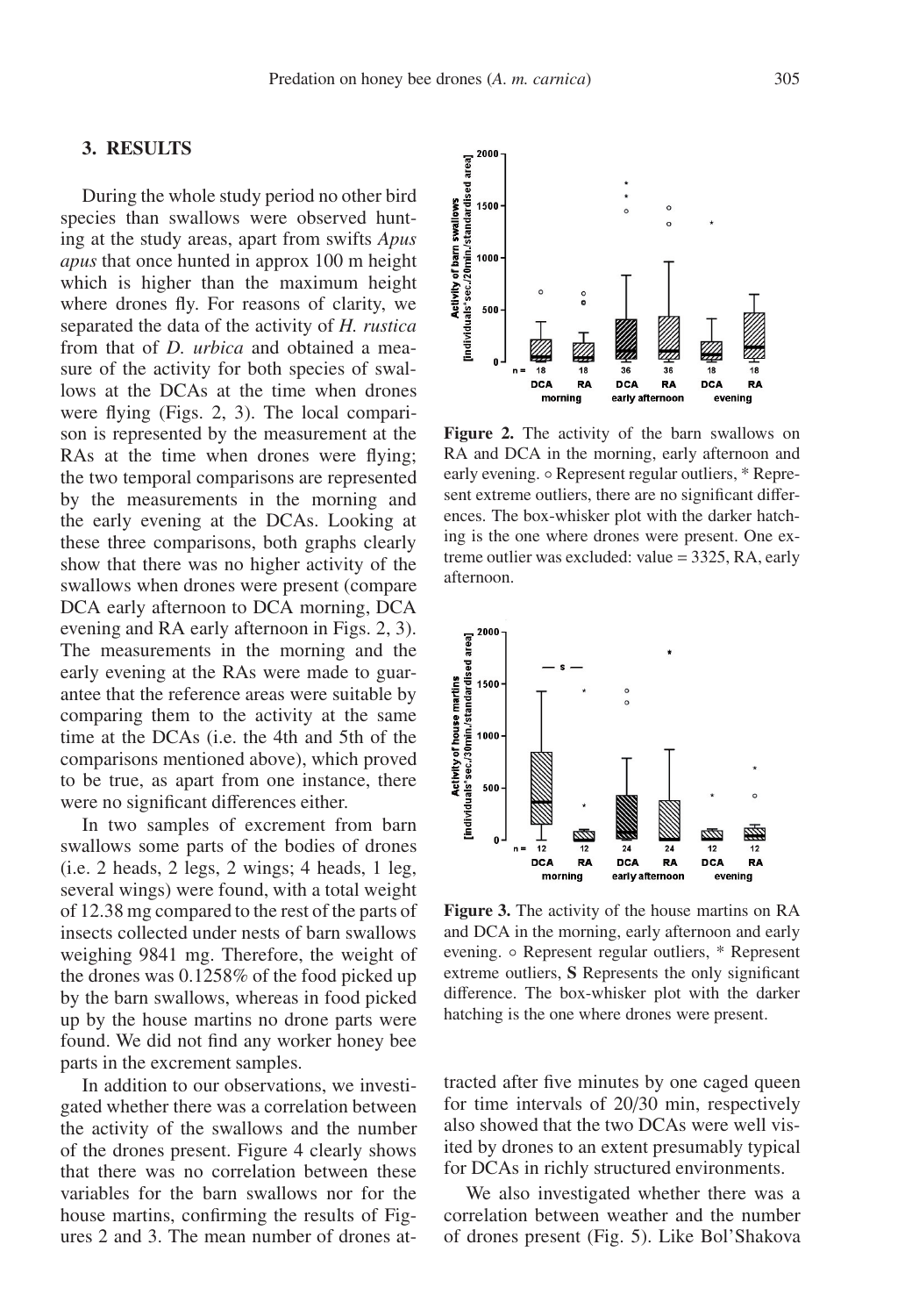## 3. RESULTS

During the whole study period no other bird species than swallows were observed hunting at the study areas, apart from swifts *Apus apus* that once hunted in approx 100 m height which is higher than the maximum height where drones fly. For reasons of clarity, we separated the data of the activity of *H. rustica* from that of *D. urbica* and obtained a measure of the activity for both species of swallows at the DCAs at the time when drones were flying (Figs. 2, 3). The local comparison is represented by the measurement at the RAs at the time when drones were flying; the two temporal comparisons are represented by the measurements in the morning and the early evening at the DCAs. Looking at these three comparisons, both graphs clearly show that there was no higher activity of the swallows when drones were present (compare DCA early afternoon to DCA morning, DCA evening and RA early afternoon in Figs. 2, 3). The measurements in the morning and the early evening at the RAs were made to guarantee that the reference areas were suitable by comparing them to the activity at the same time at the DCAs (i.e. the 4th and 5th of the comparisons mentioned above), which proved to be true, as apart from one instance, there were no significant differences either.

In two samples of excrement from barn swallows some parts of the bodies of drones (i.e. 2 heads, 2 legs, 2 wings; 4 heads, 1 leg, several wings) were found, with a total weight of 12.38 mg compared to the rest of the parts of insects collected under nests of barn swallows weighing 9841 mg. Therefore, the weight of the drones was 0.1258% of the food picked up by the barn swallows, whereas in food picked up by the house martins no drone parts were found. We did not find any worker honey bee parts in the excrement samples.

In addition to our observations, we investigated whether there was a correlation between the activity of the swallows and the number of the drones present. Figure 4 clearly shows that there was no correlation between these variables for the barn swallows nor for the house martins, confirming the results of Figures 2 and 3. The mean number of drones attracted after five minutes by one caged queen for time intervals of 20/30 min, respectively also showed that the two DCAs were well visited by drones to an extent presumably typical for DCAs in richly structured environments.

We also investigated whether there was a correlation between weather and the number of drones present (Fig. 5). Like Bol'Shakova

**Figure 2.** The activity of the barn swallows on RA and DCA in the morning, early afternoon and early evening. ∘ Represent regular outliers, * Represent extreme outliers, there are no significant differences. The box-whisker plot with the darker hatching is the one where drones were present. One extreme outlier was excluded: value = 3325, RA, early afternoon.

**Figure 3.** The activity of the house martins on RA and DCA in the morning, early afternoon and early evening. ∘ Represent regular outliers, * Represent extreme outliers, **S** Represents the only significant difference. The box-whisker plot with the darker hatching is the one where drones were present.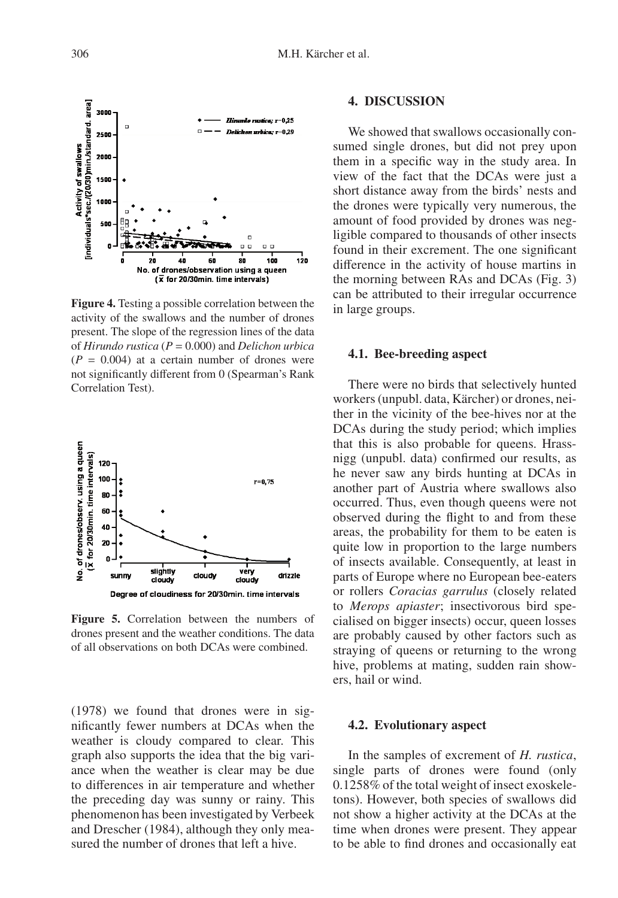**Figure 4.** Testing a possible correlation between the activity of the swallows and the number of drones present. The slope of the regression lines of the data of *Hirundo rustica* ($P = 0.000$) and *Delichon urbica* ($P = 0.004$) at a certain number of drones were not significantly different from 0 (Spearman's Rank Correlation Test).

**Figure 5.** Correlation between the numbers of drones present and the weather conditions. The data of all observations on both DCAs were combined.

(1978) we found that drones were in significantly fewer numbers at DCAs when the weather is cloudy compared to clear. This graph also supports the idea that the big variance when the weather is clear may be due to differences in air temperature and whether the preceding day was sunny or rainy. This phenomenon has been investigated by Verbeek and Drescher (1984), although they only measured the number of drones that left a hive.

## 4. DISCUSSION

We showed that swallows occasionally consumed single drones, but did not prey upon them in a specific way in the study area. In view of the fact that the DCAs were just a short distance away from the birds' nests and the drones were typically very numerous, the amount of food provided by drones was negligible compared to thousands of other insects found in their excrement. The one significant difference in the activity of house martins in the morning between RAs and DCAs (Fig. 3) can be attributed to their irregular occurrence in large groups.

### 4.1. Bee-breeding aspect

There were no birds that selectively hunted workers (unpubl. data, Kärcher) or drones, neither in the vicinity of the bee-hives nor at the DCAs during the study period; which implies that this is also probable for queens. Hrassnigg (unpubl. data) confirmed our results, as he never saw any birds hunting at DCAs in another part of Austria where swallows also occurred. Thus, even though queens were not observed during the flight to and from these areas, the probability for them to be eaten is quite low in proportion to the large numbers of insects available. Consequently, at least in parts of Europe where no European bee-eaters or rollers *Coracias garrulus* (closely related to *Merops apiaster*; insectivorous bird specialised on bigger insects) occur, queen losses are probably caused by other factors such as straying of queens or returning to the wrong hive, problems at mating, sudden rain showers, hail or wind.

### 4.2. Evolutionary aspect

In the samples of excrement of *H. rustica*, single parts of drones were found (only 0.1258% of the total weight of insect exoskeletons). However, both species of swallows did not show a higher activity at the DCAs at the time when drones were present. They appear to be able to find drones and occasionally eat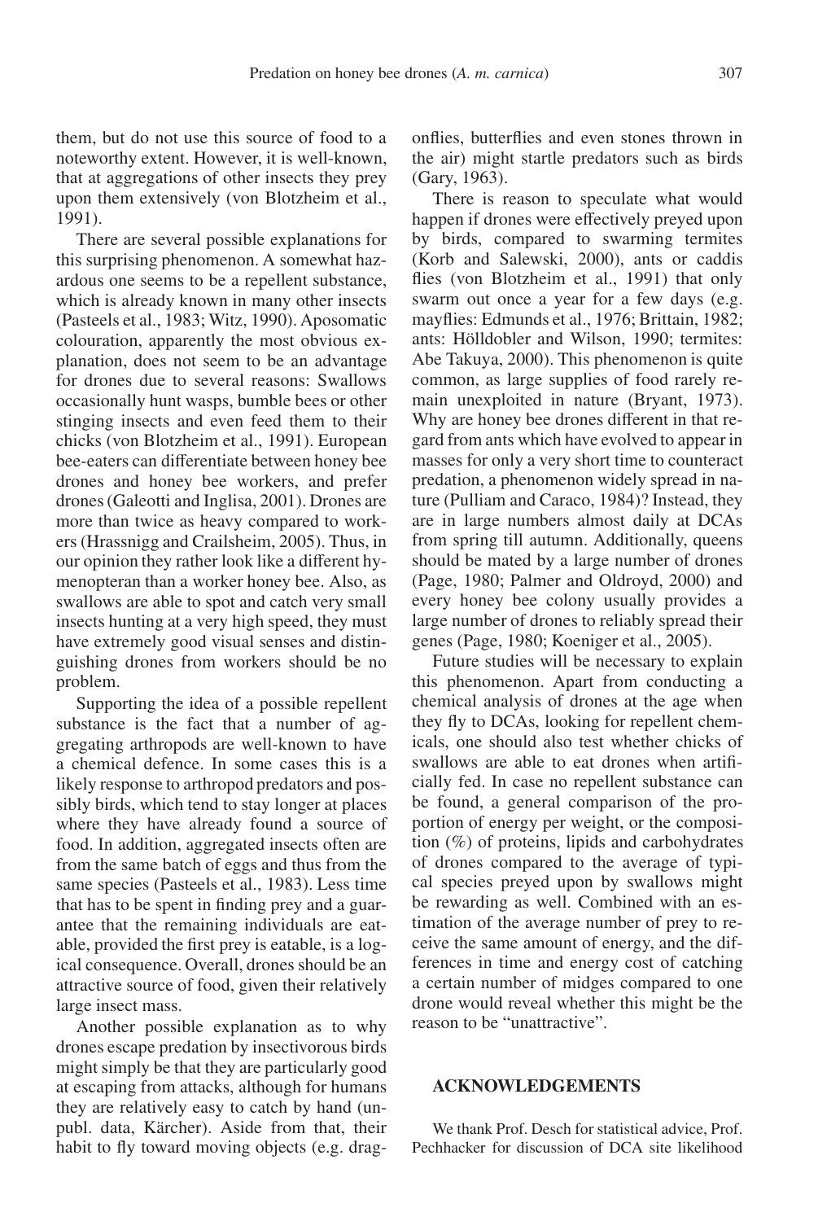them, but do not use this source of food to a noteworthy extent. However, it is well-known, that at aggregations of other insects they prey upon them extensively (von Blotzheim et al., 1991).

There are several possible explanations for this surprising phenomenon. A somewhat hazardous one seems to be a repellent substance, which is already known in many other insects (Pasteels et al., 1983; Witz, 1990). Aposomatic colouration, apparently the most obvious explanation, does not seem to be an advantage for drones due to several reasons: Swallows occasionally hunt wasps, bumble bees or other stinging insects and even feed them to their chicks (von Blotzheim et al., 1991). European bee-eaters can differentiate between honey bee drones and honey bee workers, and prefer drones (Galeotti and Inglisa, 2001). Drones are more than twice as heavy compared to workers (Hrassnigg and Crailsheim, 2005). Thus, in our opinion they rather look like a different hymenopteran than a worker honey bee. Also, as swallows are able to spot and catch very small insects hunting at a very high speed, they must have extremely good visual senses and distinguishing drones from workers should be no problem.

Supporting the idea of a possible repellent substance is the fact that a number of aggregating arthropods are well-known to have a chemical defence. In some cases this is a likely response to arthropod predators and possibly birds, which tend to stay longer at places where they have already found a source of food. In addition, aggregated insects often are from the same batch of eggs and thus from the same species (Pasteels et al., 1983). Less time that has to be spent in finding prey and a guarantee that the remaining individuals are eatable, provided the first prey is eatable, is a logical consequence. Overall, drones should be an attractive source of food, given their relatively large insect mass.

Another possible explanation as to why drones escape predation by insectivorous birds might simply be that they are particularly good at escaping from attacks, although for humans they are relatively easy to catch by hand (unpubl. data, Kärcher). Aside from that, their habit to fly toward moving objects (e.g. dragonflies, butterflies and even stones thrown in the air) might startle predators such as birds (Gary, 1963).

There is reason to speculate what would happen if drones were effectively preyed upon by birds, compared to swarming termites (Korb and Salewski, 2000), ants or caddis flies (von Blotzheim et al., 1991) that only swarm out once a year for a few days (e.g. mayflies: Edmunds et al., 1976; Brittain, 1982; ants: Hölldobler and Wilson, 1990; termites: Abe Takuya, 2000). This phenomenon is quite common, as large supplies of food rarely remain unexploited in nature (Bryant, 1973). Why are honey bee drones different in that regard from ants which have evolved to appear in masses for only a very short time to counteract predation, a phenomenon widely spread in nature (Pulliam and Caraco, 1984)? Instead, they are in large numbers almost daily at DCAs from spring till autumn. Additionally, queens should be mated by a large number of drones (Page, 1980; Palmer and Oldroyd, 2000) and every honey bee colony usually provides a large number of drones to reliably spread their genes (Page, 1980; Koeniger et al., 2005).

Future studies will be necessary to explain this phenomenon. Apart from conducting a chemical analysis of drones at the age when they fly to DCAs, looking for repellent chemicals, one should also test whether chicks of swallows are able to eat drones when artificially fed. In case no repellent substance can be found, a general comparison of the proportion of energy per weight, or the composition (%) of proteins, lipids and carbohydrates of drones compared to the average of typical species preyed upon by swallows might be rewarding as well. Combined with an estimation of the average number of prey to receive the same amount of energy, and the differences in time and energy cost of catching a certain number of midges compared to one drone would reveal whether this might be the reason to be "unattractive".

## ACKNOWLEDGEMENTS

We thank Prof. Desch for statistical advice, Prof. Pechhacker for discussion of DCA site likelihood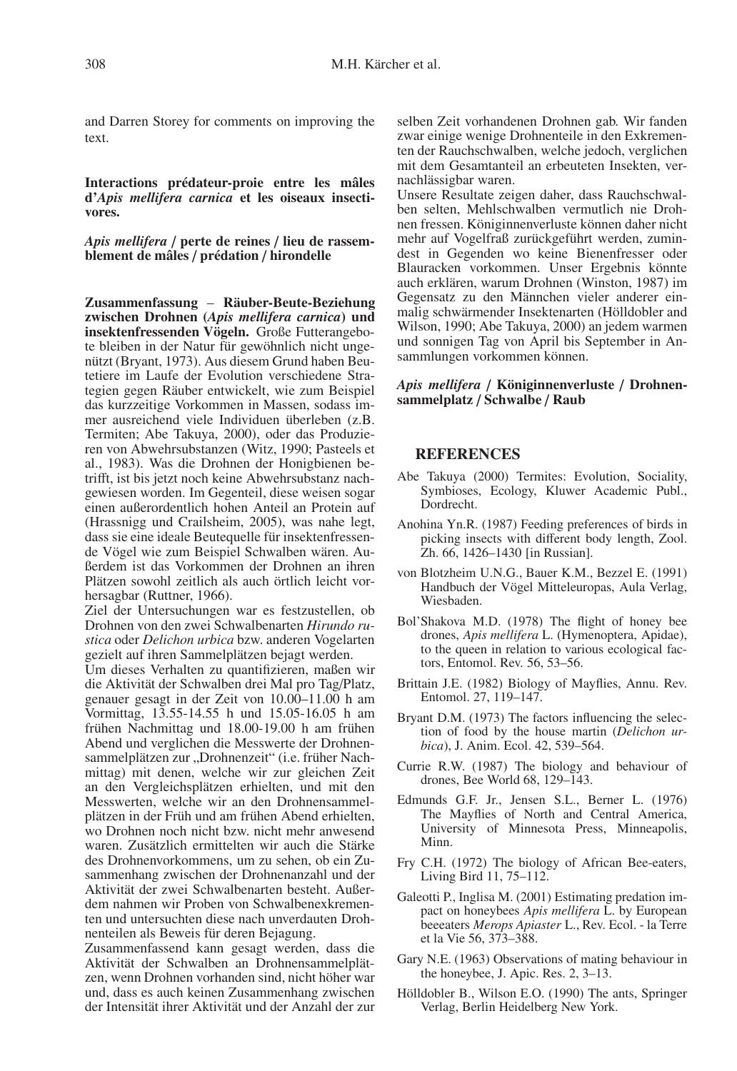and Darren Storey for comments on improving the text.

**Interactions prédateur-proie entre les mâles d'*Apis mellifera carnica* et les oiseaux insectivores.**

***Apis mellifera* / perte de reines / lieu de rassemblement de mâles / prédation / hirondelle**

**Zusammenfassung – Räuber-Beute-Beziehung zwischen Drohnen (*Apis mellifera carnica*) und insektenfressenden Vögeln.** Große Futterangebote bleiben in der Natur für gewöhnlich nicht ungenützt (Bryant, 1973). Aus diesem Grund haben Beutetiere im Laufe der Evolution verschiedene Strategien gegen Räuber entwickelt, wie zum Beispiel das kurzzeitige Vorkommen in Massen, sodass immer ausreichend viele Individuen überleben (z.B. Termiten; Abe Takuya, 2000), oder das Produzieren von Abwehrsubstanzen (Witz, 1990; Pasteels et al., 1983). Was die Drohnen der Honigbienen betrifft, ist bis jetzt noch keine Abwehrsubstanz nachgewiesen worden. Im Gegenteil, diese weisen sogar einen außerordentlich hohen Anteil an Protein auf (Hrassnigg und Crailsheim, 2005), was nahe legt, dass sie eine ideale Beutequelle für insektenfressende Vögel wie zum Beispiel Schwalben wären. Außerdem ist das Vorkommen der Drohnen an ihren Plätzen sowohl zeitlich als auch örtlich leicht vorhersagbar (Ruttner, 1966).

Ziel der Untersuchungen war es festzustellen, ob Drohnen von den zwei Schwalbenarten *Hirundo rustica* oder *Delichon urbica* bzw. anderen Vogelarten gezielt auf ihren Sammelplätzen bejagt werden.

Um dieses Verhalten zu quantifizieren, maßen wir die Aktivität der Schwalben drei Mal pro Tag/Platz, genauer gesagt in der Zeit von 10.00–11.00 h am Vormittag, 13.55-14.55 h und 15.05-16.05 h am frühen Nachmittag und 18.00-19.00 h am frühen Abend und verglichen die Messwerte der Drohnensammelplätzen zur „Drohnenzeit" (i.e. früher Nachmittag) mit denen, welche wir zur gleichen Zeit an den Vergleichsplätzen erhielten, und mit den Messwerten, welche wir an den Drohnensammelplätzen in der Früh und am frühen Abend erhielten, wo Drohnen noch nicht bzw. nicht mehr anwesend waren. Zusätzlich ermittelten wir auch die Stärke des Drohnenvorkommens, um zu sehen, ob ein Zusammenhang zwischen der Drohnenanzahl und der Aktivität der zwei Schwalbenarten besteht. Außerdem nahmen wir Proben von Schwalbenexkrementen und untersuchten diese nach unverdauten Drohnenteilen als Beweis für deren Bejagung.

Zusammenfassend kann gesagt werden, dass die Aktivität der Schwalben an Drohnensammelplätzen, wenn Drohnen vorhanden sind, nicht höher war und, dass es auch keinen Zusammenhang zwischen der Intensität ihrer Aktivität und der Anzahl der zur selben Zeit vorhandenen Drohnen gab. Wir fanden zwar einige wenige Drohnenteile in den Exkrementen der Rauchschwalben, welche jedoch, verglichen mit dem Gesamtanteil an erbeuteten Insekten, vernachlässigbar waren.

Unsere Resultate zeigen daher, dass Rauchschwalben selten, Mehlschwalben vermutlich nie Drohnen fressen. Königinnenverluste können daher nicht mehr auf Vogelfraß zurückgeführt werden, zumindest in Gegenden wo keine Bienenfresser oder Blauracken vorkommen. Unser Ergebnis könnte auch erklären, warum Drohnen (Winston, 1987) im Gegensatz zu den Männchen vieler anderer einmalig schwärmender Insektenarten (Hölldobler and Wilson, 1990; Abe Takuya, 2000) an jedem warmen und sonnigen Tag von April bis September in Ansammlungen vorkommen können.

***Apis mellifera* / Königinnenverluste / Drohnensammelplatz / Schwalbe / Raub**

## REFERENCES

Abe Takuya (2000) Termites: Evolution, Sociality, Symbioses, Ecology, Kluwer Academic Publ., Dordrecht.

Anohina Yn.R. (1987) Feeding preferences of birds in picking insects with different body length, Zool. Zh. 66, 1426–1430 [in Russian].

von Blotzheim U.N.G., Bauer K.M., Bezzel E. (1991) Handbuch der Vögel Mitteleuropas, Aula Verlag, Wiesbaden.

Bol'Shakova M.D. (1978) The flight of honey bee drones, *Apis mellifera* L. (Hymenoptera, Apidae), to the queen in relation to various ecological factors, Entomol. Rev. 56, 53–56.

Brittain J.E. (1982) Biology of Mayflies, Annu. Rev. Entomol. 27, 119–147.

Bryant D.M. (1973) The factors influencing the selection of food by the house martin (*Delichon urbica*), J. Anim. Ecol. 42, 539–564.

Currie R.W. (1987) The biology and behaviour of drones, Bee World 68, 129–143.

Edmunds G.F. Jr., Jensen S.L., Berner L. (1976) The Mayflies of North and Central America, University of Minnesota Press, Minneapolis, Minn.

Fry C.H. (1972) The biology of African Bee-eaters, Living Bird 11, 75–112.

Galeotti P., Inglisa M. (2001) Estimating predation impact on honeybees *Apis mellifera* L. by European beeeaters *Merops Apiaster* L., Rev. Ecol. - la Terre et la Vie 56, 373–388.

Gary N.E. (1963) Observations of mating behaviour in the honeybee, J. Apic. Res. 2, 3–13.

Hölldobler B., Wilson E.O. (1990) The ants, Springer Verlag, Berlin Heidelberg New York.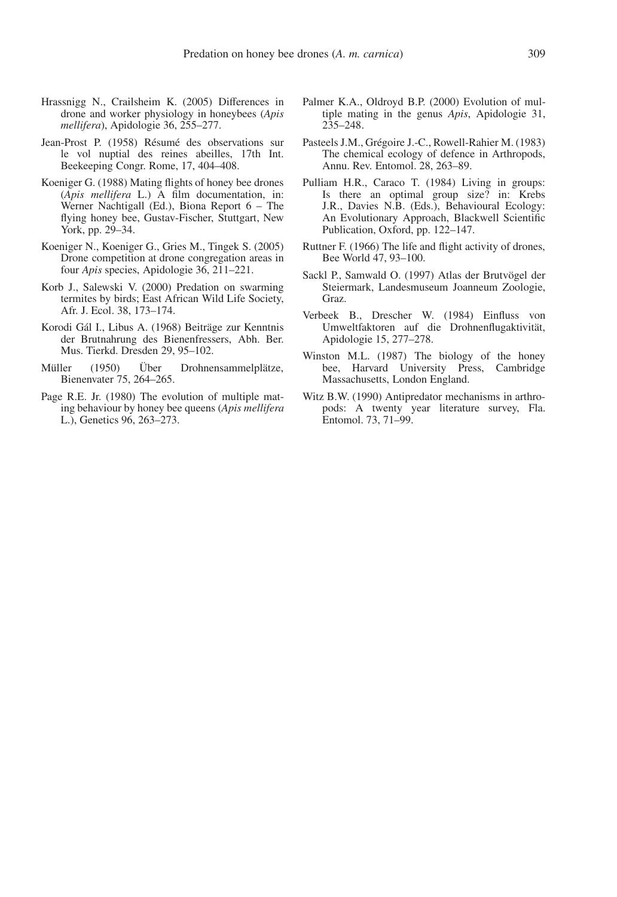Hrassnigg N., Crailsheim K. (2005) Differences in drone and worker physiology in honeybees (*Apis mellifera*), Apidologie 36, 255–277.

Jean-Prost P. (1958) Résumé des observations sur le vol nuptial des reines abeilles, 17th Int. Beekeeping Congr. Rome, 17, 404–408.

Koeniger G. (1988) Mating flights of honey bee drones (*Apis mellifera* L.) A film documentation, in: Werner Nachtigall (Ed.), Biona Report 6 – The flying honey bee, Gustav-Fischer, Stuttgart, New York, pp. 29–34.

Koeniger N., Koeniger G., Gries M., Tingek S. (2005) Drone competition at drone congregation areas in four *Apis* species, Apidologie 36, 211–221.

Korb J., Salewski V. (2000) Predation on swarming termites by birds; East African Wild Life Society, Afr. J. Ecol. 38, 173–174.

Korodi Gál I., Libus A. (1968) Beiträge zur Kenntnis der Brutnahrung des Bienenfressers, Abh. Ber. Mus. Tierkd. Dresden 29, 95–102.

Müller (1950) Über Drohnensammelplätze, Bienenvater 75, 264–265.

Page R.E. Jr. (1980) The evolution of multiple mating behaviour by honey bee queens (*Apis mellifera* L.), Genetics 96, 263–273.

Palmer K.A., Oldroyd B.P. (2000) Evolution of multiple mating in the genus *Apis*, Apidologie 31, 235–248.

Pasteels J.M., Grégoire J.-C., Rowell-Rahier M. (1983) The chemical ecology of defence in Arthropods, Annu. Rev. Entomol. 28, 263–89.

Pulliam H.R., Caraco T. (1984) Living in groups: Is there an optimal group size? in: Krebs J.R., Davies N.B. (Eds.), Behavioural Ecology: An Evolutionary Approach, Blackwell Scientific Publication, Oxford, pp. 122–147.

Ruttner F. (1966) The life and flight activity of drones, Bee World 47, 93–100.

Sackl P., Samwald O. (1997) Atlas der Brutvögel der Steiermark, Landesmuseum Joanneum Zoologie, Graz.

Verbeek B., Drescher W. (1984) Einfluss von Umweltfaktoren auf die Drohnenflugaktivität, Apidologie 15, 277–278.

Winston M.L. (1987) The biology of the honey bee, Harvard University Press, Cambridge Massachusetts, London England.

Witz B.W. (1990) Antipredator mechanisms in arthropods: A twenty year literature survey, Fla. Entomol. 73, 71–99.